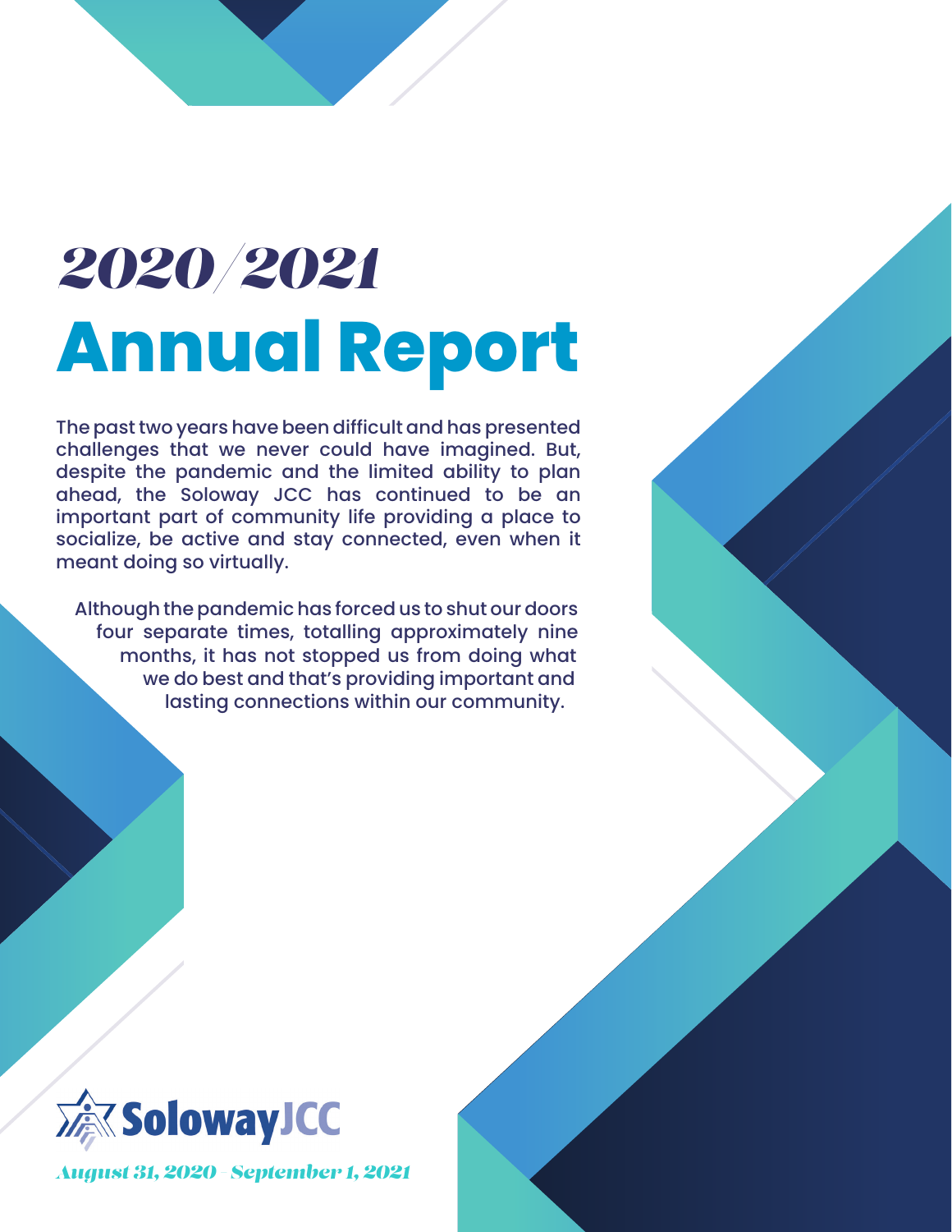# 2020/2021

# Annual Report

The past two years have been difficult and has presented challenges that we never could have imagined. But, despite the pandemic and the limited ability to plan ahead, the Soloway JCC has continued to be an important part of community life providing a place to socialize, be active and stay connected, even when it meant doing so virtually.

Although the pandemic has forced us to shut our doors four separate times, totalling approximately nine months, it has not stopped us from doing what we do best and that's providing important and lasting connections within our community.

SolowayJCC

*August 31, 2020 - September 1, 2021*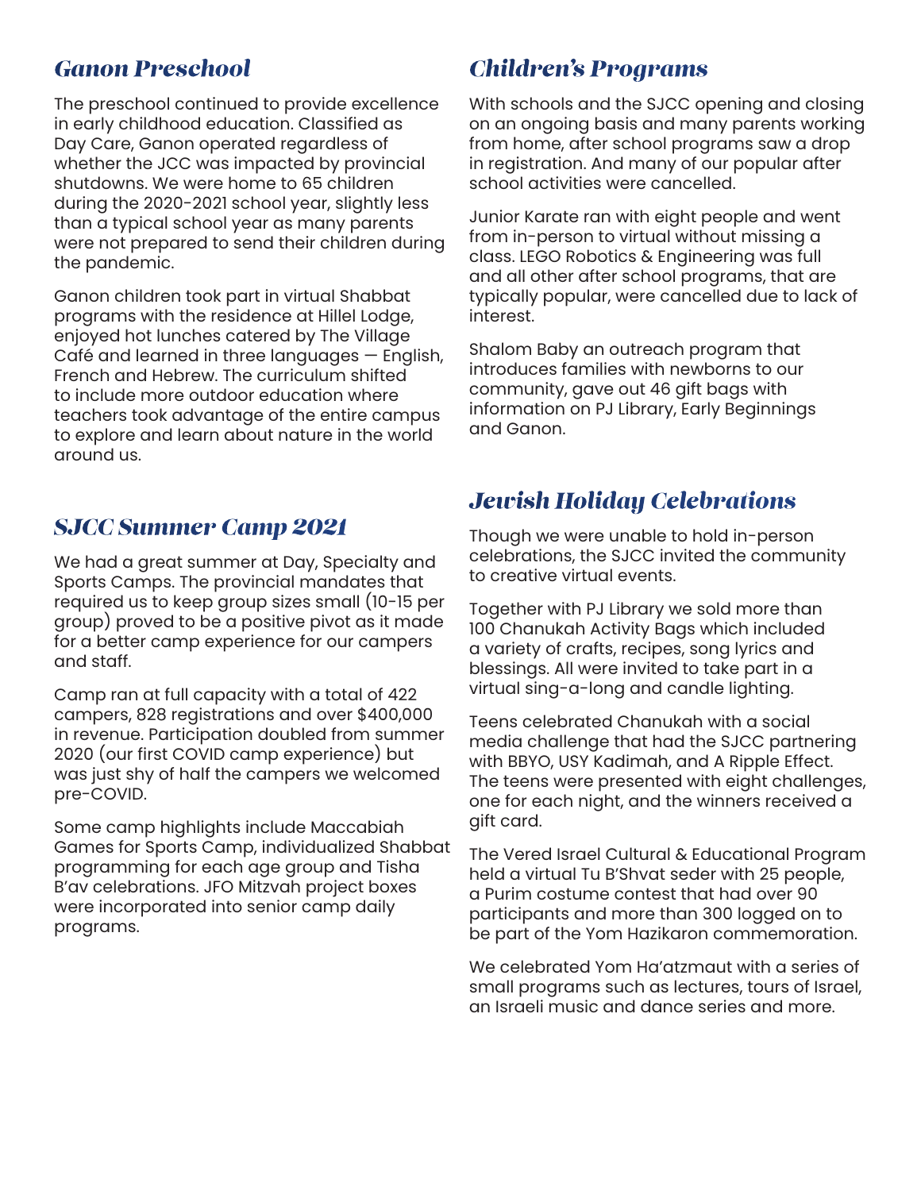## Ganon Preschool

The preschool continued to provide excellence in early childhood education. Classified as Day Care, Ganon operated regardless of whether the JCC was impacted by provincial shutdowns. We were home to 65 children during the 2020-2021 school year, slightly less than a typical school year as many parents were not prepared to send their children during the pandemic.

Ganon children took part in virtual Shabbat programs with the residence at Hillel Lodge, enjoyed hot lunches catered by The Village Café and learned in three languages — English, French and Hebrew. The curriculum shifted to include more outdoor education where teachers took advantage of the entire campus to explore and learn about nature in the world around us.

## SJCC Summer Camp 2021

We had a great summer at Day, Specialty and Sports Camps. The provincial mandates that required us to keep group sizes small (10-15 per group) proved to be a positive pivot as it made for a better camp experience for our campers and staff.

Camp ran at full capacity with a total of 422 campers, 828 registrations and over $400,000 in revenue. Participation doubled from summer 2020 (our first COVID camp experience) but was just shy of half the campers we welcomed pre-COVID.

Some camp highlights include Maccabiah Games for Sports Camp, individualized Shabbat programming for each age group and Tisha B'av celebrations. JFO Mitzvah project boxes were incorporated into senior camp daily programs.

## Children's Programs

With schools and the SJCC opening and closing on an ongoing basis and many parents working from home, after school programs saw a drop in registration. And many of our popular after school activities were cancelled.

Junior Karate ran with eight people and went from in-person to virtual without missing a class. LEGO Robotics & Engineering was full and all other after school programs, that are typically popular, were cancelled due to lack of interest.

Shalom Baby an outreach program that introduces families with newborns to our community, gave out 46 gift bags with information on PJ Library, Early Beginnings and Ganon.

## Jewish Holiday Celebrations

Though we were unable to hold in-person celebrations, the SJCC invited the community to creative virtual events.

Together with PJ Library we sold more than 100 Chanukah Activity Bags which included a variety of crafts, recipes, song lyrics and blessings. All were invited to take part in a virtual sing-a-long and candle lighting.

Teens celebrated Chanukah with a social media challenge that had the SJCC partnering with BBYO, USY Kadimah, and A Ripple Effect. The teens were presented with eight challenges, one for each night, and the winners received a gift card.

The Vered Israel Cultural & Educational Program held a virtual Tu B'Shvat seder with 25 people, a Purim costume contest that had over 90 participants and more than 300 logged on to be part of the Yom Hazikaron commemoration.

We celebrated Yom Ha'atzmaut with a series of small programs such as lectures, tours of Israel, an Israeli music and dance series and more.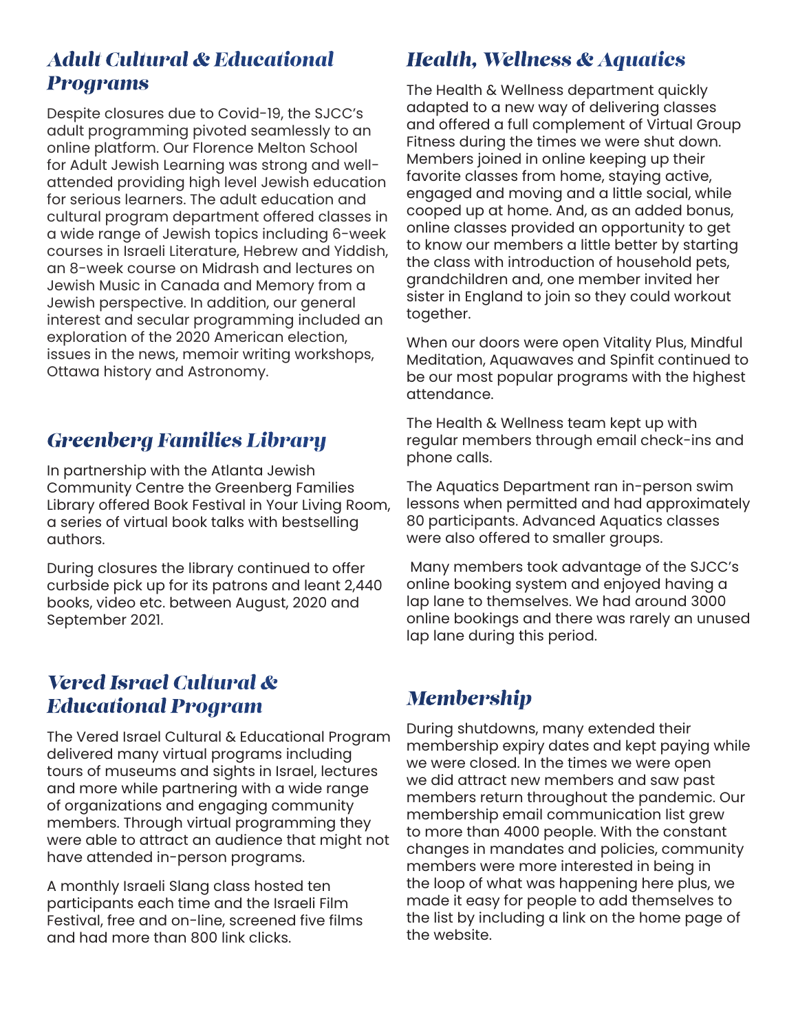## Adult Cultural & Educational Programs

Despite closures due to Covid-19, the SJCC's adult programming pivoted seamlessly to an online platform. Our Florence Melton School for Adult Jewish Learning was strong and well-attended providing high level Jewish education for serious learners. The adult education and cultural program department offered classes in a wide range of Jewish topics including 6-week courses in Israeli Literature, Hebrew and Yiddish, an 8-week course on Midrash and lectures on Jewish Music in Canada and Memory from a Jewish perspective. In addition, our general interest and secular programming included an exploration of the 2020 American election, issues in the news, memoir writing workshops, Ottawa history and Astronomy.

## Greenberg Families Library

In partnership with the Atlanta Jewish Community Centre the Greenberg Families Library offered Book Festival in Your Living Room, a series of virtual book talks with bestselling authors.

During closures the library continued to offer curbside pick up for its patrons and leant 2,440 books, video etc. between August, 2020 and September 2021.

## Vered Israel Cultural & Educational Program

The Vered Israel Cultural & Educational Program delivered many virtual programs including tours of museums and sights in Israel, lectures and more while partnering with a wide range of organizations and engaging community members. Through virtual programming they were able to attract an audience that might not have attended in-person programs.

A monthly Israeli Slang class hosted ten participants each time and the Israeli Film Festival, free and on-line, screened five films and had more than 800 link clicks.

## Health, Wellness & Aquatics

The Health & Wellness department quickly adapted to a new way of delivering classes and offered a full complement of Virtual Group Fitness during the times we were shut down. Members joined in online keeping up their favorite classes from home, staying active, engaged and moving and a little social, while cooped up at home. And, as an added bonus, online classes provided an opportunity to get to know our members a little better by starting the class with introduction of household pets, grandchildren and, one member invited her sister in England to join so they could workout together.

When our doors were open Vitality Plus, Mindful Meditation, Aquawaves and Spinfit continued to be our most popular programs with the highest attendance.

The Health & Wellness team kept up with regular members through email check-ins and phone calls.

The Aquatics Department ran in-person swim lessons when permitted and had approximately 80 participants. Advanced Aquatics classes were also offered to smaller groups.

Many members took advantage of the SJCC's online booking system and enjoyed having a lap lane to themselves. We had around 3000 online bookings and there was rarely an unused lap lane during this period.

## Membership

During shutdowns, many extended their membership expiry dates and kept paying while we were closed. In the times we were open we did attract new members and saw past members return throughout the pandemic. Our membership email communication list grew to more than 4000 people. With the constant changes in mandates and policies, community members were more interested in being in the loop of what was happening here plus, we made it easy for people to add themselves to the list by including a link on the home page of the website.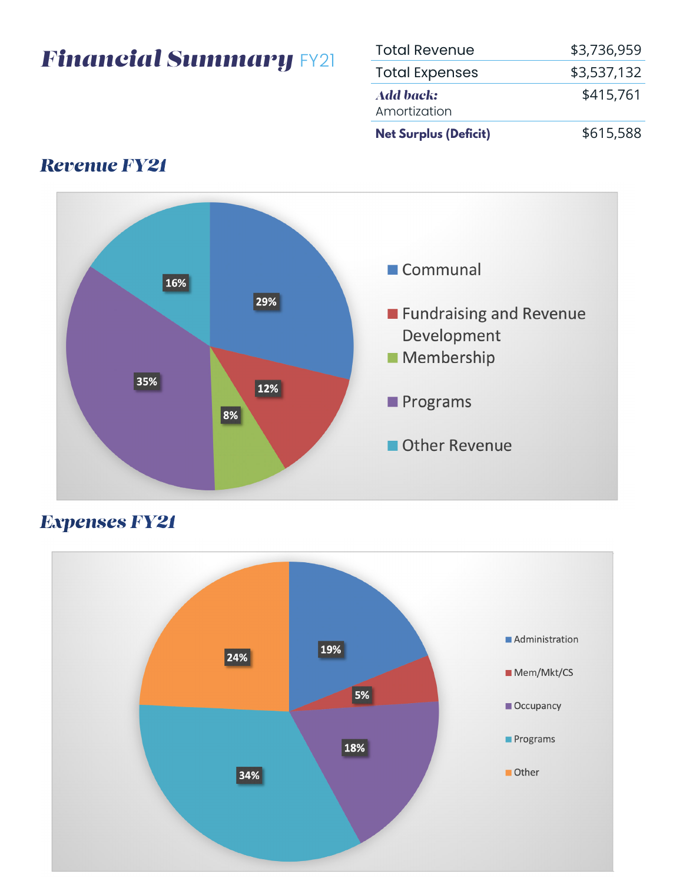# Financial Summary FY21

| | |
|---|---|
| Total Revenue | $3,736,959 |
| Total Expenses | $3,537,132 |
| ***Add back:*** Amortization | $415,761 |
| **Net Surplus (Deficit)** | $615,588 |

## Revenue FY21

29%
12%
8%
35%
16%

Communal
Fundraising and Revenue Development
Membership
Programs
Other Revenue

## Expenses FY21

19%
5%
18%
34%
24%

Administration
Mem/Mkt/CS
Occupancy
Programs
Other